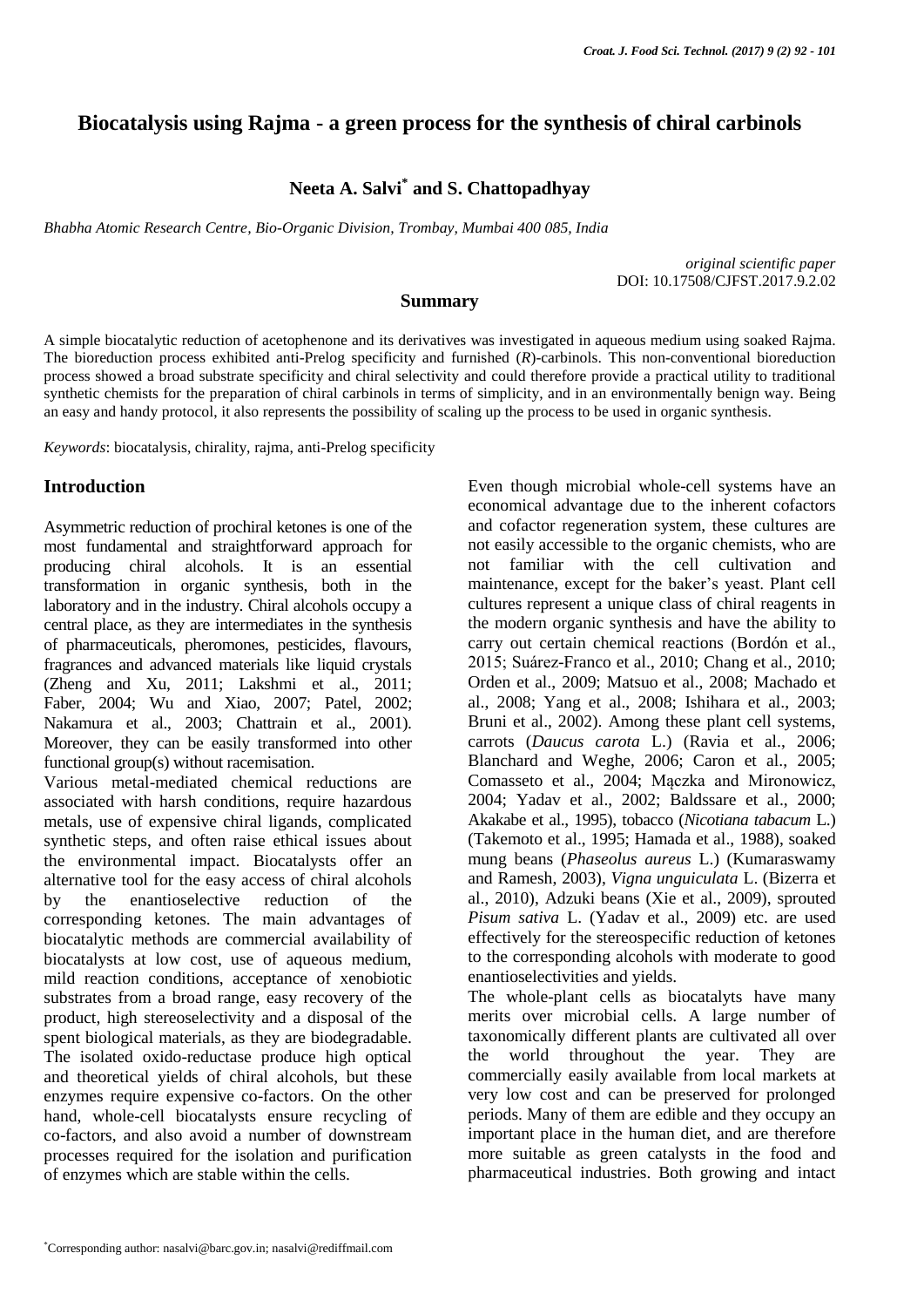# Biocatalysis using Rajma - a green process for the synthesis of chiral carbinols

**Neeta A. Salvi[*] and S. Chattopadhyay**

*Bhabha Atomic Research Centre, Bio-Organic Division, Trombay, Mumbai 400 085, India*

*original scientific paper*
DOI: 10.17508/CJFST.2017.9.2.02

## Summary

A simple biocatalytic reduction of acetophenone and its derivatives was investigated in aqueous medium using soaked Rajma. The bioreduction process exhibited anti-Prelog specificity and furnished (*R*)-carbinols. This non-conventional bioreduction process showed a broad substrate specificity and chiral selectivity and could therefore provide a practical utility to traditional synthetic chemists for the preparation of chiral carbinols in terms of simplicity, and in an environmentally benign way. Being an easy and handy protocol, it also represents the possibility of scaling up the process to be used in organic synthesis.

*Keywords*: biocatalysis, chirality, rajma, anti-Prelog specificity

## Introduction

Asymmetric reduction of prochiral ketones is one of the most fundamental and straightforward approach for producing chiral alcohols. It is an essential transformation in organic synthesis, both in the laboratory and in the industry. Chiral alcohols occupy a central place, as they are intermediates in the synthesis of pharmaceuticals, pheromones, pesticides, flavours, fragrances and advanced materials like liquid crystals (Zheng and Xu, 2011; Lakshmi et al., 2011; Faber, 2004; Wu and Xiao, 2007; Patel, 2002; Nakamura et al., 2003; Chattrain et al., 2001). Moreover, they can be easily transformed into other functional group(s) without racemisation.

Various metal-mediated chemical reductions are associated with harsh conditions, require hazardous metals, use of expensive chiral ligands, complicated synthetic steps, and often raise ethical issues about the environmental impact. Biocatalysts offer an alternative tool for the easy access of chiral alcohols by the enantioselective reduction of the corresponding ketones. The main advantages of biocatalytic methods are commercial availability of biocatalysts at low cost, use of aqueous medium, mild reaction conditions, acceptance of xenobiotic substrates from a broad range, easy recovery of the product, high stereoselectivity and a disposal of the spent biological materials, as they are biodegradable. The isolated oxido-reductase produce high optical and theoretical yields of chiral alcohols, but these enzymes require expensive co-factors. On the other hand, whole-cell biocatalysts ensure recycling of co-factors, and also avoid a number of downstream processes required for the isolation and purification of enzymes which are stable within the cells.

Even though microbial whole-cell systems have an economical advantage due to the inherent cofactors and cofactor regeneration system, these cultures are not easily accessible to the organic chemists, who are not familiar with the cell cultivation and maintenance, except for the baker's yeast. Plant cell cultures represent a unique class of chiral reagents in the modern organic synthesis and have the ability to carry out certain chemical reactions (Bordón et al., 2015; Suárez-Franco et al., 2010; Chang et al., 2010; Orden et al., 2009; Matsuo et al., 2008; Machado et al., 2008; Yang et al., 2008; Ishihara et al., 2003; Bruni et al., 2002). Among these plant cell systems, carrots (*Daucus carota* L.) (Ravia et al., 2006; Blanchard and Weghe, 2006; Caron et al., 2005; Comasseto et al., 2004; Mączka and Mironowicz, 2004; Yadav et al., 2002; Baldssare et al., 2000; Akakabe et al., 1995), tobacco (*Nicotiana tabacum* L.) (Takemoto et al., 1995; Hamada et al., 1988), soaked mung beans (*Phaseolus aureus* L.) (Kumaraswamy and Ramesh, 2003), *Vigna unguiculata* L. (Bizerra et al., 2010), Adzuki beans (Xie et al., 2009), sprouted *Pisum sativa* L. (Yadav et al., 2009) etc. are used effectively for the stereospecific reduction of ketones to the corresponding alcohols with moderate to good enantioselectivities and yields.

The whole-plant cells as biocatalyts have many merits over microbial cells. A large number of taxonomically different plants are cultivated all over the world throughout the year. They are commercially easily available from local markets at very low cost and can be preserved for prolonged periods. Many of them are edible and they occupy an important place in the human diet, and are therefore more suitable as green catalysts in the food and pharmaceutical industries. Both growing and intact

[*]Corresponding author: nasalvi@barc.gov.in; nasalvi@rediffmail.com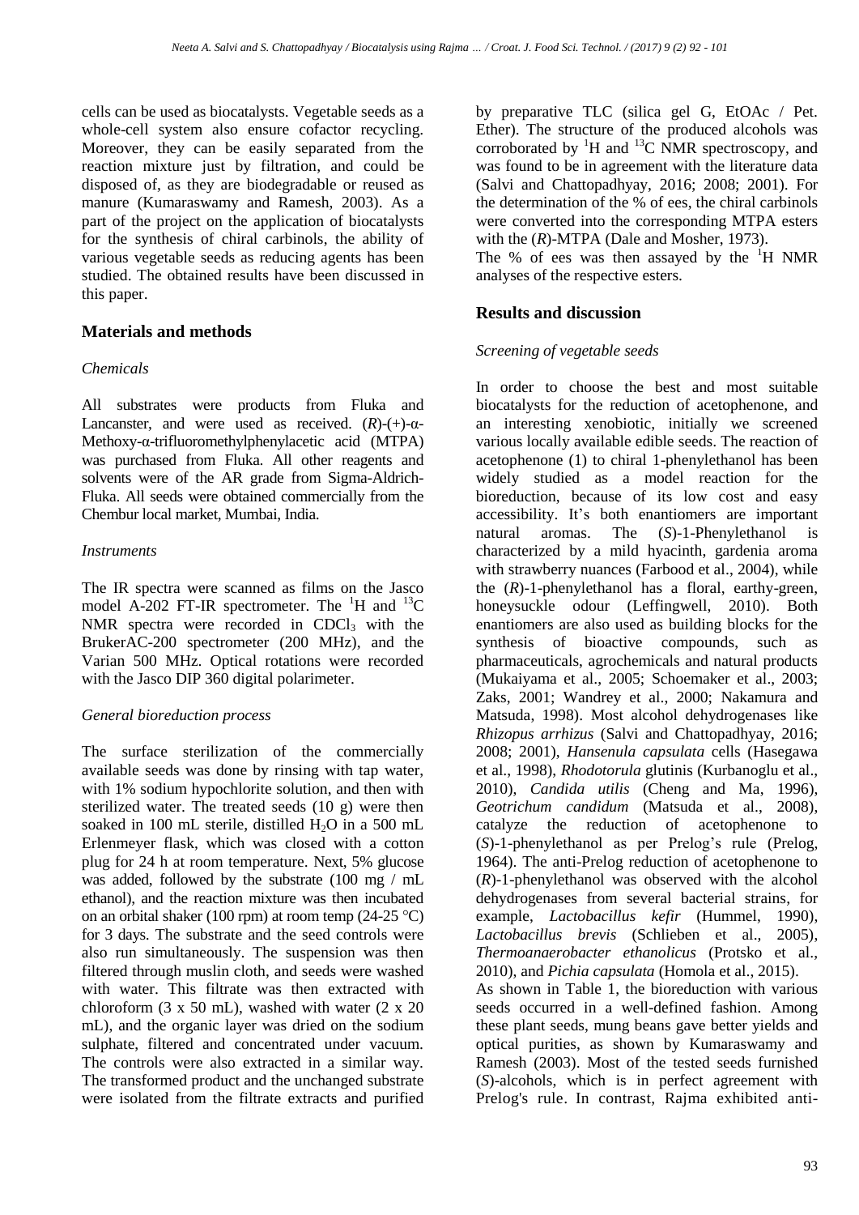cells can be used as biocatalysts. Vegetable seeds as a whole-cell system also ensure cofactor recycling. Moreover, they can be easily separated from the reaction mixture just by filtration, and could be disposed of, as they are biodegradable or reused as manure (Kumaraswamy and Ramesh, 2003). As a part of the project on the application of biocatalysts for the synthesis of chiral carbinols, the ability of various vegetable seeds as reducing agents has been studied. The obtained results have been discussed in this paper.

## Materials and methods

### *Chemicals*

All substrates were products from Fluka and Lancanster, and were used as received. (*R*)-(+)-α-Methoxy-α-trifluoromethylphenylacetic acid (MTPA) was purchased from Fluka. All other reagents and solvents were of the AR grade from Sigma-Aldrich-Fluka. All seeds were obtained commercially from the Chembur local market, Mumbai, India.

### *Instruments*

The IR spectra were scanned as films on the Jasco model A-202 FT-IR spectrometer. The $^{1}H$ and $^{13}C$ NMR spectra were recorded in $CDCl_3$ with the BrukerAC-200 spectrometer (200 MHz), and the Varian 500 MHz. Optical rotations were recorded with the Jasco DIP 360 digital polarimeter.

### *General bioreduction process*

The surface sterilization of the commercially available seeds was done by rinsing with tap water, with 1% sodium hypochlorite solution, and then with sterilized water. The treated seeds (10 g) were then soaked in 100 mL sterile, distilled $H_2O$ in a 500 mL Erlenmeyer flask, which was closed with a cotton plug for 24 h at room temperature. Next, 5% glucose was added, followed by the substrate (100 mg / mL ethanol), and the reaction mixture was then incubated on an orbital shaker (100 rpm) at room temp (24-25 °C) for 3 days. The substrate and the seed controls were also run simultaneously. The suspension was then filtered through muslin cloth, and seeds were washed with water. This filtrate was then extracted with chloroform (3 x 50 mL), washed with water (2 x 20 mL), and the organic layer was dried on the sodium sulphate, filtered and concentrated under vacuum. The controls were also extracted in a similar way. The transformed product and the unchanged substrate were isolated from the filtrate extracts and purified by preparative TLC (silica gel G, EtOAc / Pet. Ether). The structure of the produced alcohols was corroborated by $^{1}H$ and $^{13}C$ NMR spectroscopy, and was found to be in agreement with the literature data (Salvi and Chattopadhyay, 2016; 2008; 2001). For the determination of the % of ees, the chiral carbinols were converted into the corresponding MTPA esters with the (*R*)-MTPA (Dale and Mosher, 1973).
The % of ees was then assayed by the $^{1}H$ NMR analyses of the respective esters.

## Results and discussion

### *Screening of vegetable seeds*

In order to choose the best and most suitable biocatalysts for the reduction of acetophenone, and an interesting xenobiotic, initially we screened various locally available edible seeds. The reaction of acetophenone (1) to chiral 1-phenylethanol has been widely studied as a model reaction for the bioreduction, because of its low cost and easy accessibility. It's both enantiomers are important natural aromas. The (*S*)-1-Phenylethanol is characterized by a mild hyacinth, gardenia aroma with strawberry nuances (Farbood et al., 2004), while the (*R*)-1-phenylethanol has a floral, earthy-green, honeysuckle odour (Leffingwell, 2010). Both enantiomers are also used as building blocks for the synthesis of bioactive compounds, such as pharmaceuticals, agrochemicals and natural products (Mukaiyama et al., 2005; Schoemaker et al., 2003; Zaks, 2001; Wandrey et al., 2000; Nakamura and Matsuda, 1998). Most alcohol dehydrogenases like *Rhizopus arrhizus* (Salvi and Chattopadhyay, 2016; 2008; 2001), *Hansenula capsulata* cells (Hasegawa et al., 1998), *Rhodotorula* glutinis (Kurbanoglu et al., 2010), *Candida utilis* (Cheng and Ma, 1996), *Geotrichum candidum* (Matsuda et al., 2008), catalyze the reduction of acetophenone to (*S*)-1-phenylethanol as per Prelog's rule (Prelog, 1964). The anti-Prelog reduction of acetophenone to (*R*)-1-phenylethanol was observed with the alcohol dehydrogenases from several bacterial strains, for example, *Lactobacillus kefir* (Hummel, 1990), *Lactobacillus brevis* (Schlieben et al., 2005), *Thermoanaerobacter ethanolicus* (Protsko et al., 2010), and *Pichia capsulata* (Homola et al., 2015).
As shown in Table 1, the bioreduction with various seeds occurred in a well-defined fashion. Among these plant seeds, mung beans gave better yields and optical purities, as shown by Kumaraswamy and Ramesh (2003). Most of the tested seeds furnished (*S*)-alcohols, which is in perfect agreement with Prelog's rule. In contrast, Rajma exhibited anti-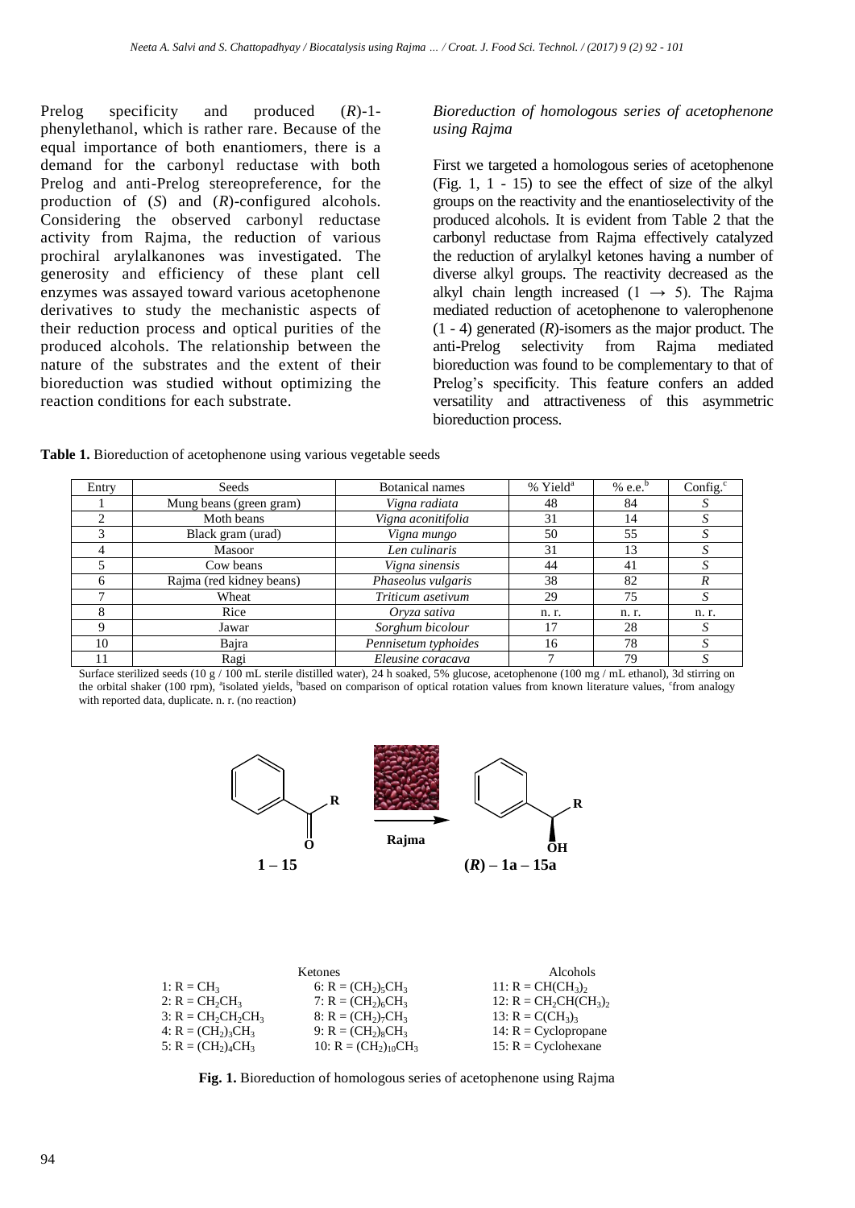Prelog specificity and produced (*R*)-1-phenylethanol, which is rather rare. Because of the equal importance of both enantiomers, there is a demand for the carbonyl reductase with both Prelog and anti-Prelog stereopreference, for the production of (*S*) and (*R*)-configured alcohols. Considering the observed carbonyl reductase activity from Rajma, the reduction of various prochiral arylalkanones was investigated. The generosity and efficiency of these plant cell enzymes was assayed toward various acetophenone derivatives to study the mechanistic aspects of their reduction process and optical purities of the produced alcohols. The relationship between the nature of the substrates and the extent of their bioreduction was studied without optimizing the reaction conditions for each substrate.

### *Bioreduction of homologous series of acetophenone using Rajma*

First we targeted a homologous series of acetophenone (Fig. 1, 1 - 15) to see the effect of size of the alkyl groups on the reactivity and the enantioselectivity of the produced alcohols. It is evident from Table 2 that the carbonyl reductase from Rajma effectively catalyzed the reduction of arylalkyl ketones having a number of diverse alkyl groups. The reactivity decreased as the alkyl chain length increased (1 → 5). The Rajma mediated reduction of acetophenone to valerophenone (1 - 4) generated (*R*)-isomers as the major product. The anti-Prelog selectivity from Rajma mediated bioreduction was found to be complementary to that of Prelog's specificity. This feature confers an added versatility and attractiveness of this asymmetric bioreduction process.

**Table 1.** Bioreduction of acetophenone using various vegetable seeds

| Entry | Seeds | Botanical names | % Yield[a] | % e.e.[b] | Config.[c] |
|---|---|---|---|---|---|
| 1 | Mung beans (green gram) | *Vigna radiata* | 48 | 84 | *S* |
| 2 | Moth beans | *Vigna aconitifolia* | 31 | 14 | *S* |
| 3 | Black gram (urad) | *Vigna mungo* | 50 | 55 | *S* |
| 4 | Masoor | *Len culinaris* | 31 | 13 | *S* |
| 5 | Cow beans | *Vigna sinensis* | 44 | 41 | *S* |
| 6 | Rajma (red kidney beans) | *Phaseolus vulgaris* | 38 | 82 | *R* |
| 7 | Wheat | *Triticum asetivum* | 29 | 75 | *S* |
| 8 | Rice | *Oryza sativa* | n. r. | n. r. | n. r. |
| 9 | Jawar | *Sorghum bicolour* | 17 | 28 | *S* |
| 10 | Bajra | *Pennisetum typhoides* | 16 | 78 | *S* |
| 11 | Ragi | *Eleusine coracava* | 7 | 79 | *S* |

Surface sterilized seeds (10 g / 100 mL sterile distilled water), 24 h soaked, 5% glucose, acetophenone (100 mg / mL ethanol), 3d stirring on the orbital shaker (100 rpm), [a]isolated yields, [b]based on comparison of optical rotation values from known literature values, [c]from analogy with reported data, duplicate. n. r. (no reaction)

**1 – 15** → Rajma → **(*R*) – 1a – 15a**

| Ketones | | Alcohols |
|---|---|---|
| 1: R = $CH_3$ | 6: R = $(CH_2)_5CH_3$ | 11: R = $CH(CH_3)_2$ |
| 2: R = $CH_2CH_3$ | 7: R = $(CH_2)_6CH_3$ | 12: R = $CH_2CH(CH_3)_2$ |
| 3: R = $CH_2CH_2CH_3$ | 8: R = $(CH_2)_7CH_3$ | 13: R = $C(CH_3)_3$ |
| 4: R = $(CH_2)_3CH_3$ | 9: R = $(CH_2)_8CH_3$ | 14: R = Cyclopropane |
| 5: R = $(CH_2)_4CH_3$ | 10: R = $(CH_2)_{10}CH_3$ | 15: R = Cyclohexane |

**Fig. 1.** Bioreduction of homologous series of acetophenone using Rajma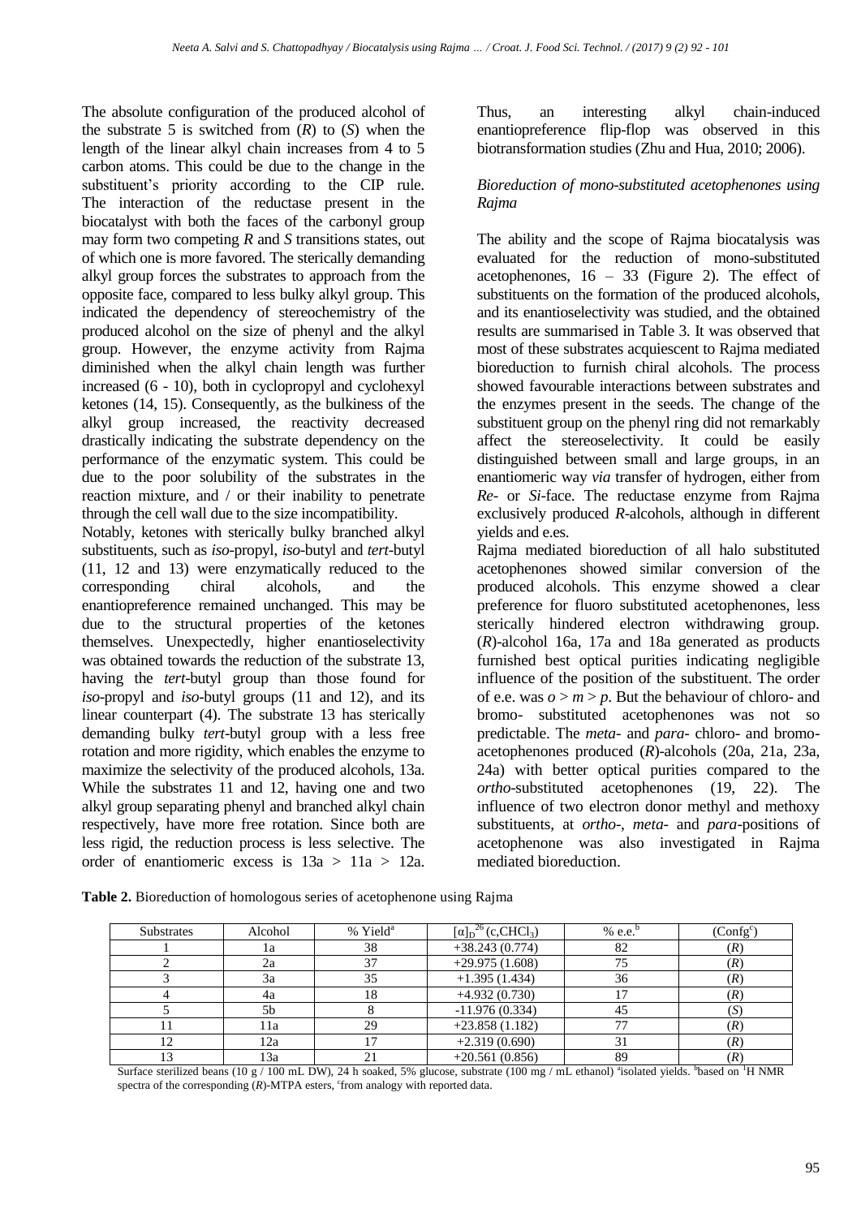The absolute configuration of the produced alcohol of the substrate 5 is switched from (*R*) to (*S*) when the length of the linear alkyl chain increases from 4 to 5 carbon atoms. This could be due to the change in the substituent's priority according to the CIP rule. The interaction of the reductase present in the biocatalyst with both the faces of the carbonyl group may form two competing *R* and *S* transitions states, out of which one is more favored. The sterically demanding alkyl group forces the substrates to approach from the opposite face, compared to less bulky alkyl group. This indicated the dependency of stereochemistry of the produced alcohol on the size of phenyl and the alkyl group. However, the enzyme activity from Rajma diminished when the alkyl chain length was further increased (6 - 10), both in cyclopropyl and cyclohexyl ketones (14, 15). Consequently, as the bulkiness of the alkyl group increased, the reactivity decreased drastically indicating the substrate dependency on the performance of the enzymatic system. This could be due to the poor solubility of the substrates in the reaction mixture, and / or their inability to penetrate through the cell wall due to the size incompatibility.

Notably, ketones with sterically bulky branched alkyl substituents, such as *iso*-propyl, *iso*-butyl and *tert*-butyl (11, 12 and 13) were enzymatically reduced to the corresponding chiral alcohols, and the enantiopreference remained unchanged. This may be due to the structural properties of the ketones themselves. Unexpectedly, higher enantioselectivity was obtained towards the reduction of the substrate 13, having the *tert*-butyl group than those found for *iso*-propyl and *iso*-butyl groups (11 and 12), and its linear counterpart (4). The substrate 13 has sterically demanding bulky *tert*-butyl group with a less free rotation and more rigidity, which enables the enzyme to maximize the selectivity of the produced alcohols, 13a. While the substrates 11 and 12, having one and two alkyl group separating phenyl and branched alkyl chain respectively, have more free rotation. Since both are less rigid, the reduction process is less selective. The order of enantiomeric excess is 13a > 11a > 12a. Thus, an interesting alkyl chain-induced enantiopreference flip-flop was observed in this biotransformation studies (Zhu and Hua, 2010; 2006).

### *Bioreduction of mono-substituted acetophenones using Rajma*

The ability and the scope of Rajma biocatalysis was evaluated for the reduction of mono-substituted acetophenones, 16 – 33 (Figure 2). The effect of substituents on the formation of the produced alcohols, and its enantioselectivity was studied, and the obtained results are summarised in Table 3. It was observed that most of these substrates acquiescent to Rajma mediated bioreduction to furnish chiral alcohols. The process showed favourable interactions between substrates and the enzymes present in the seeds. The change of the substituent group on the phenyl ring did not remarkably affect the stereoselectivity. It could be easily distinguished between small and large groups, in an enantiomeric way *via* transfer of hydrogen, either from *Re*- or *Si*-face. The reductase enzyme from Rajma exclusively produced *R*-alcohols, although in different yields and e.es.

Rajma mediated bioreduction of all halo substituted acetophenones showed similar conversion of the produced alcohols. This enzyme showed a clear preference for fluoro substituted acetophenones, less sterically hindered electron withdrawing group. (*R*)-alcohol 16a, 17a and 18a generated as products furnished best optical purities indicating negligible influence of the position of the substituent. The order of e.e. was *o* > *m* > *p*. But the behaviour of chloro- and bromo- substituted acetophenones was not so predictable. The *meta*- and *para*- chloro- and bromo-acetophenones produced (*R*)-alcohols (20a, 21a, 23a, 24a) with better optical purities compared to the *ortho*-substituted acetophenones (19, 22). The influence of two electron donor methyl and methoxy substituents, at *ortho*-, *meta*- and *para*-positions of acetophenone was also investigated in Rajma mediated bioreduction.

**Table 2.** Bioreduction of homologous series of acetophenone using Rajma

| Substrates | Alcohol | % Yield[a] | $[\alpha]_D^{26}$ (c,$CHCl_3$) | % e.e.[b] | (Confg[c]) |
|---|---|---|---|---|---|
| 1 | 1a | 38 | +38.243 (0.774) | 82 | (*R*) |
| 2 | 2a | 37 | +29.975 (1.608) | 75 | (*R*) |
| 3 | 3a | 35 | +1.395 (1.434) | 36 | (*R*) |
| 4 | 4a | 18 | +4.932 (0.730) | 17 | (*R*) |
| 5 | 5b | 8 | -11.976 (0.334) | 45 | (*S*) |
| 11 | 11a | 29 | +23.858 (1.182) | 77 | (*R*) |
| 12 | 12a | 17 | +2.319 (0.690) | 31 | (*R*) |
| 13 | 13a | 21 | +20.561 (0.856) | 89 | (*R*) |

Surface sterilized beans (10 g / 100 mL DW), 24 h soaked, 5% glucose, substrate (100 mg / mL ethanol) [a]isolated yields. [b]based on $^1$H NMR spectra of the corresponding (*R*)-MTPA esters, [c]from analogy with reported data.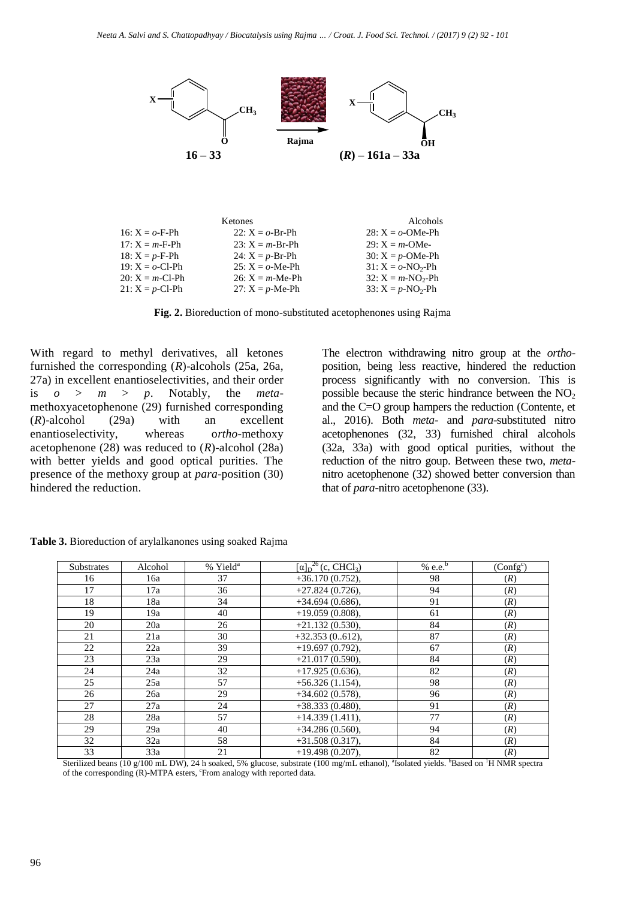16 – 33 → Rajma → (*R*) – 161a – 33a

| Ketones | | Alcohols |
|---|---|---|
| 16: X = *o*-F-Ph | 22: X = *o*-Br-Ph | 28: X = *o*-OMe-Ph |
| 17: X = *m*-F-Ph | 23: X = *m*-Br-Ph | 29: X = *m*-OMe- |
| 18: X = *p*-F-Ph | 24: X = *p*-Br-Ph | 30: X = *p*-OMe-Ph |
| 19: X = *o*-Cl-Ph | 25: X = *o*-Me-Ph | 31: X = *o*-$NO_2$-Ph |
| 20: X = *m*-Cl-Ph | 26: X = *m*-Me-Ph | 32: X = *m*-$NO_2$-Ph |
| 21: X = *p*-Cl-Ph | 27: X = *p*-Me-Ph | 33: X = *p*-$NO_2$-Ph |

**Fig. 2.** Bioreduction of mono-substituted acetophenones using Rajma

With regard to methyl derivatives, all ketones furnished the corresponding (*R*)-alcohols (25a, 26a, 27a) in excellent enantioselectivities, and their order is *o* > *m* > *p*. Notably, the *meta*-methoxyacetophenone (29) furnished corresponding (*R*)-alcohol (29a) with an excellent enantioselectivity, whereas o*rtho*-methoxy acetophenone (28) was reduced to (*R*)-alcohol (28a) with better yields and good optical purities. The presence of the methoxy group at *para*-position (30) hindered the reduction.

The electron withdrawing nitro group at the *ortho*-position, being less reactive, hindered the reduction process significantly with no conversion. This is possible because the steric hindrance between the $NO_2$ and the C=O group hampers the reduction (Contente, et al., 2016). Both *meta*- and *para*-substituted nitro acetophenones (32, 33) furnished chiral alcohols (32a, 33a) with good optical purities, without the reduction of the nitro goup. Between these two, *meta*-nitro acetophenone (32) showed better conversion than that of *para*-nitro acetophenone (33).

**Table 3.** Bioreduction of arylalkanones using soaked Rajma

| Substrates | Alcohol | % Yield[a] | $[\alpha]_D^{26}$ (c, $CHCl_3$) | % e.e.[b] | (Confg[c]) |
|---|---|---|---|---|---|
| 16 | 16a | 37 | +36.170 (0.752), | 98 | (*R*) |
| 17 | 17a | 36 | +27.824 (0.726), | 94 | (*R*) |
| 18 | 18a | 34 | +34.694 (0.686), | 91 | (*R*) |
| 19 | 19a | 40 | +19.059 (0.808), | 61 | (*R*) |
| 20 | 20a | 26 | +21.132 (0.530), | 84 | (*R*) |
| 21 | 21a | 30 | +32.353 (0..612), | 87 | (*R*) |
| 22 | 22a | 39 | +19.697 (0.792), | 67 | (*R*) |
| 23 | 23a | 29 | +21.017 (0.590), | 84 | (*R*) |
| 24 | 24a | 32 | +17.925 (0.636), | 82 | (*R*) |
| 25 | 25a | 57 | +56.326 (1.154), | 98 | (*R*) |
| 26 | 26a | 29 | +34.602 (0.578), | 96 | (*R*) |
| 27 | 27a | 24 | +38.333 (0.480), | 91 | (*R*) |
| 28 | 28a | 57 | +14.339 (1.411), | 77 | (*R*) |
| 29 | 29a | 40 | +34.286 (0.560), | 94 | (*R*) |
| 32 | 32a | 58 | +31.508 (0.317), | 84 | (*R*) |
| 33 | 33a | 21 | +19.498 (0.207), | 82 | (*R*) |

Sterilized beans (10 g/100 mL DW), 24 h soaked, 5% glucose, substrate (100 mg/mL ethanol), [a]Isolated yields. [b]Based on $^1$H NMR spectra of the corresponding (R)-MTPA esters, [c]From analogy with reported data.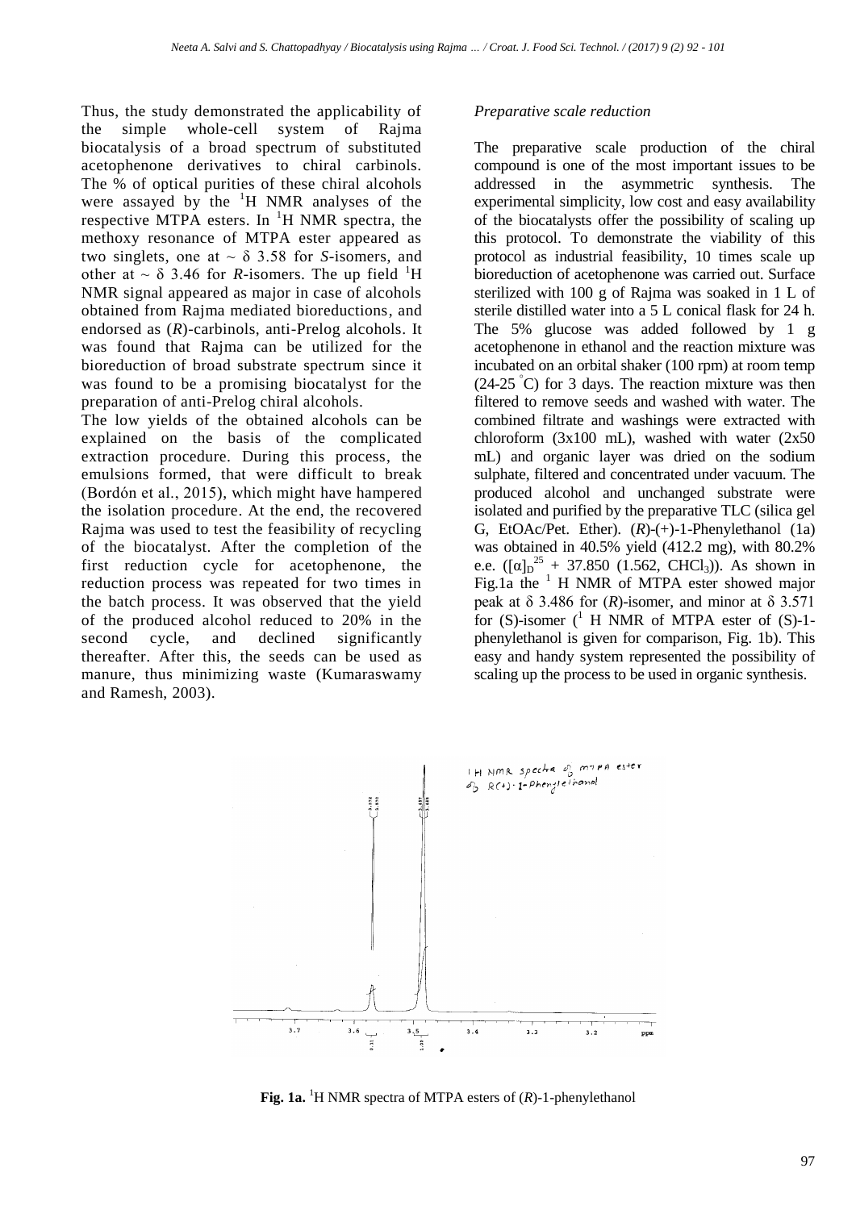Thus, the study demonstrated the applicability of the simple whole-cell system of Rajma biocatalysis of a broad spectrum of substituted acetophenone derivatives to chiral carbinols. The % of optical purities of these chiral alcohols were assayed by the $^{1}$H NMR analyses of the respective MTPA esters. In $^{1}$H NMR spectra, the methoxy resonance of MTPA ester appeared as two singlets, one at ~ δ 3.58 for *S*-isomers, and other at ~ δ 3.46 for *R*-isomers. The up field $^{1}$H NMR signal appeared as major in case of alcohols obtained from Rajma mediated bioreductions, and endorsed as (*R*)-carbinols, anti-Prelog alcohols. It was found that Rajma can be utilized for the bioreduction of broad substrate spectrum since it was found to be a promising biocatalyst for the preparation of anti-Prelog chiral alcohols.

The low yields of the obtained alcohols can be explained on the basis of the complicated extraction procedure. During this process, the emulsions formed, that were difficult to break (Bordón et al., 2015), which might have hampered the isolation procedure. At the end, the recovered Rajma was used to test the feasibility of recycling of the biocatalyst. After the completion of the first reduction cycle for acetophenone, the reduction process was repeated for two times in the batch process. It was observed that the yield of the produced alcohol reduced to 20% in the second cycle, and declined significantly thereafter. After this, the seeds can be used as manure, thus minimizing waste (Kumaraswamy and Ramesh, 2003).

*Preparative scale reduction*

The preparative scale production of the chiral compound is one of the most important issues to be addressed in the asymmetric synthesis. The experimental simplicity, low cost and easy availability of the biocatalysts offer the possibility of scaling up this protocol. To demonstrate the viability of this protocol as industrial feasibility, 10 times scale up bioreduction of acetophenone was carried out. Surface sterilized with 100 g of Rajma was soaked in 1 L of sterile distilled water into a 5 L conical flask for 24 h. The 5% glucose was added followed by 1 g acetophenone in ethanol and the reaction mixture was incubated on an orbital shaker (100 rpm) at room temp (24-25 °C) for 3 days. The reaction mixture was then filtered to remove seeds and washed with water. The combined filtrate and washings were extracted with chloroform (3x100 mL), washed with water (2x50 mL) and organic layer was dried on the sodium sulphate, filtered and concentrated under vacuum. The produced alcohol and unchanged substrate were isolated and purified by the preparative TLC (silica gel G, EtOAc/Pet. Ether). (*R*)-(+)-1-Phenylethanol (1a) was obtained in 40.5% yield (412.2 mg), with 80.2% e.e. ($[\alpha]_D^{25}$ + 37.850 (1.562, $CHCl_3$)). As shown in Fig.1a the $^{1}$H NMR of MTPA ester showed major peak at δ 3.486 for (*R*)-isomer, and minor at δ 3.571 for (S)-isomer ($^{1}$H NMR of MTPA ester of (S)-1-phenylethanol is given for comparison, Fig. 1b). This easy and handy system represented the possibility of scaling up the process to be used in organic synthesis.

**Fig. 1a.** $^{1}$H NMR spectra of MTPA esters of (*R*)-1-phenylethanol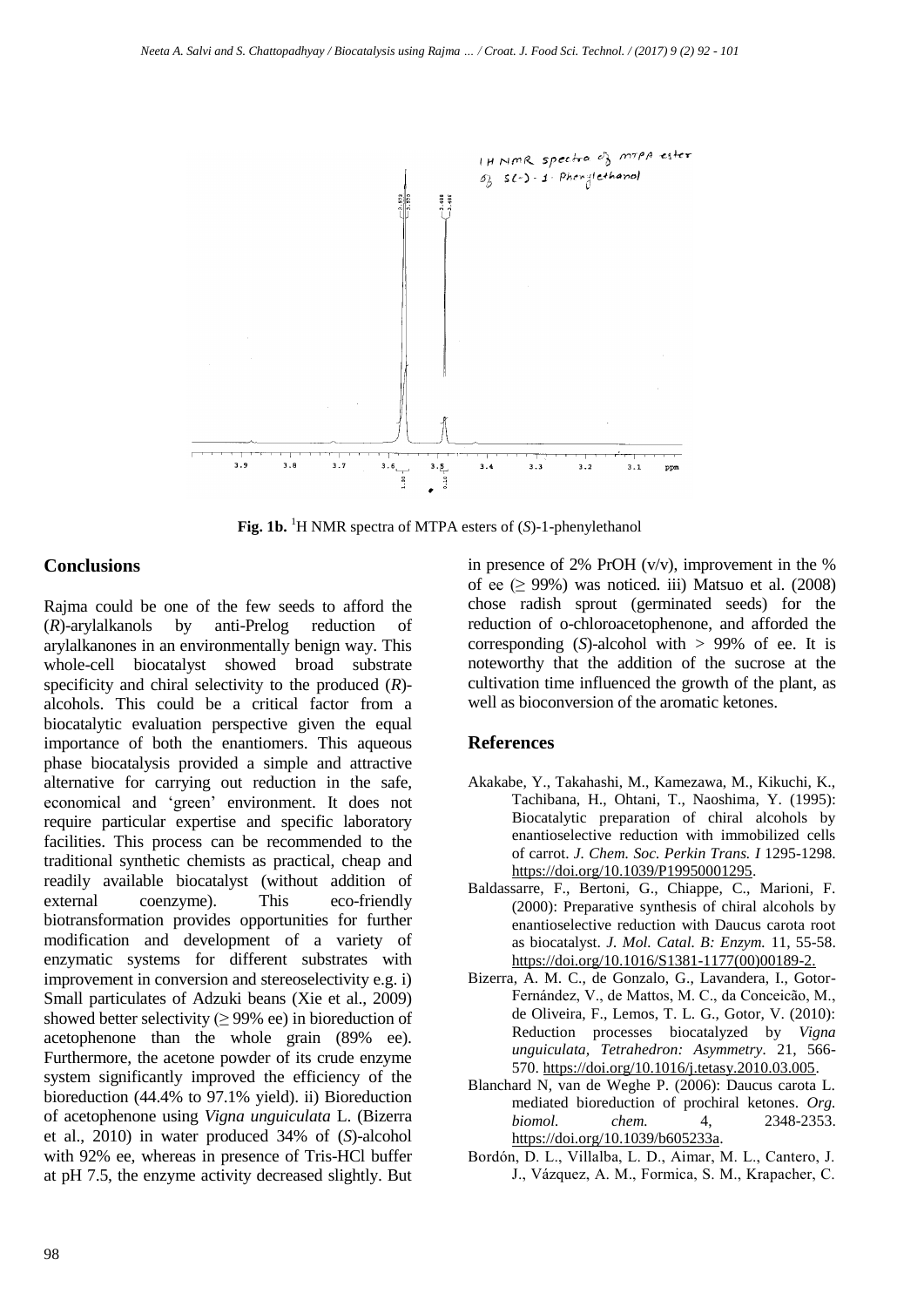**Fig. 1b.** [1]H NMR spectra of MTPA esters of (*S*)-1-phenylethanol

## Conclusions

Rajma could be one of the few seeds to afford the (*R*)-arylalkanols by anti-Prelog reduction of arylalkanones in an environmentally benign way. This whole-cell biocatalyst showed broad substrate specificity and chiral selectivity to the produced (*R*)-alcohols. This could be a critical factor from a biocatalytic evaluation perspective given the equal importance of both the enantiomers. This aqueous phase biocatalysis provided a simple and attractive alternative for carrying out reduction in the safe, economical and 'green' environment. It does not require particular expertise and specific laboratory facilities. This process can be recommended to the traditional synthetic chemists as practical, cheap and readily available biocatalyst (without addition of external coenzyme). This eco-friendly biotransformation provides opportunities for further modification and development of a variety of enzymatic systems for different substrates with improvement in conversion and stereoselectivity e.g. i) Small particulates of Adzuki beans (Xie et al., 2009) showed better selectivity (≥ 99% ee) in bioreduction of acetophenone than the whole grain (89% ee). Furthermore, the acetone powder of its crude enzyme system significantly improved the efficiency of the bioreduction (44.4% to 97.1% yield). ii) Bioreduction of acetophenone using *Vigna unguiculata* L. (Bizerra et al., 2010) in water produced 34% of (*S*)-alcohol with 92% ee, whereas in presence of Tris-HCl buffer at pH 7.5, the enzyme activity decreased slightly. But in presence of 2% PrOH (v/v), improvement in the % of ee (≥ 99%) was noticed. iii) Matsuo et al. (2008) chose radish sprout (germinated seeds) for the reduction of o-chloroacetophenone, and afforded the corresponding (*S*)-alcohol with > 99% of ee. It is noteworthy that the addition of the sucrose at the cultivation time influenced the growth of the plant, as well as bioconversion of the aromatic ketones.

## References

Akakabe, Y., Takahashi, M., Kamezawa, M., Kikuchi, K., Tachibana, H., Ohtani, T., Naoshima, Y. (1995): Biocatalytic preparation of chiral alcohols by enantioselective reduction with immobilized cells of carrot. *J. Chem. Soc. Perkin Trans. I* 1295-1298. https://doi.org/10.1039/P19950001295.

Baldassarre, F., Bertoni, G., Chiappe, C., Marioni, F. (2000): Preparative synthesis of chiral alcohols by enantioselective reduction with Daucus carota root as biocatalyst. *J. Mol. Catal. B: Enzym.* 11, 55-58. https://doi.org/10.1016/S1381-1177(00)00189-2.

Bizerra, A. M. C., de Gonzalo, G., Lavandera, I., Gotor-Fernández, V., de Mattos, M. C., da Conceicão, M., de Oliveira, F., Lemos, T. L. G., Gotor, V. (2010): Reduction processes biocatalyzed by *Vigna unguiculata*, *Tetrahedron: Asymmetry*. 21, 566-570. https://doi.org/10.1016/j.tetasy.2010.03.005.

Blanchard N, van de Weghe P. (2006): Daucus carota L. mediated bioreduction of prochiral ketones. *Org. biomol. chem.* 4, 2348-2353. https://doi.org/10.1039/b605233a.

Bordón, D. L., Villalba, L. D., Aimar, M. L., Cantero, J. J., Vázquez, A. M., Formica, S. M., Krapacher, C.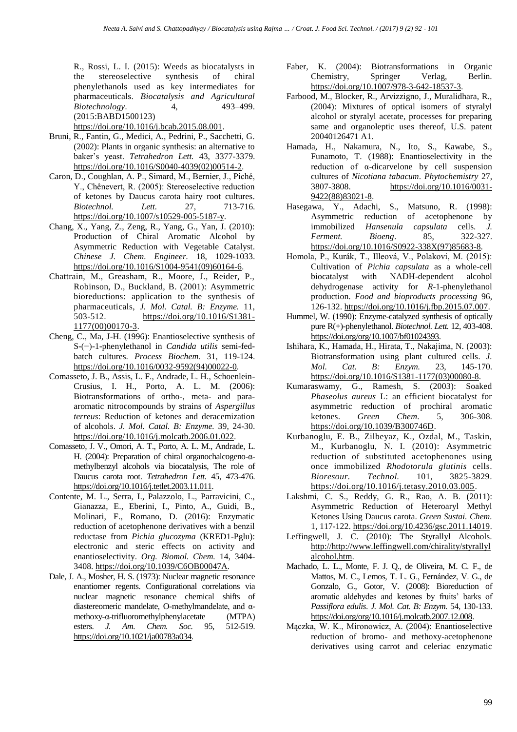R., Rossi, L. I. (2015): Weeds as biocatalysts in the stereoselective synthesis of chiral phenylethanols used as key intermediates for pharmaceuticals. *Biocatalysis and Agricultural Biotechnology*. 4, 493–499. (2015:BABD1500123) https://doi.org/10.1016/j.bcab.2015.08.001.

Bruni, R., Fantin, G., Medici, A., Pedrini, P., Sacchetti, G. (2002): Plants in organic synthesis: an alternative to baker's yeast. *Tetrahedron Lett.* 43, 3377-3379. https://doi.org/10.1016/S0040-4039(02)00514-2.

Caron, D., Coughlan, A. P., Simard, M., Bernier, J., Piché, Y., Chênevert, R. (2005): Stereoselective reduction of ketones by Daucus carota hairy root cultures. *Biotechnol. Lett.* 27, 713-716. https://doi.org/10.1007/s10529-005-5187-y.

Chang, X., Yang, Z., Zeng, R., Yang, G., Yan, J. (2010): Production of Chiral Aromatic Alcohol by Asymmetric Reduction with Vegetable Catalyst. *Chinese J. Chem. Engineer.* 18, 1029-1033. https://doi.org/10.1016/S1004-9541(09)60164-6.

Chattrain, M., Greasham, R., Moore, J., Reider, P., Robinson, D., Buckland, B. (2001): Asymmetric bioreductions: application to the synthesis of pharmaceuticals, *J. Mol. Catal. B: Enzyme.* 11, 503-512. https://doi.org/10.1016/S1381-1177(00)00170-3.

Cheng, C., Ma, J-H. (1996): Enantioselective synthesis of S-(−)-1-phenylethanol in *Candida utilis* semi-fed-batch cultures. *Process Biochem.* 31, 119-124. https://doi.org/10.1016/0032-9592(94)00022-0.

Comasseto, J. B., Assis, L. F., Andrade, L. H., Schoenlein-Crusius, I. H., Porto, A. L. M. (2006): Biotransformations of ortho-, meta- and para-aromatic nitrocompounds by strains of *Aspergillus terreus*: Reduction of ketones and deracemization of alcohols. *J. Mol. Catal. B: Enzyme.* 39, 24-30. https://doi.org/10.1016/j.molcatb.2006.01.022.

Comasseto, J. V., Omori, A. T., Porto, A. L. M., Andrade, L. H. (2004): Preparation of chiral organochalcogeno-α-methylbenzyl alcohols via biocatalysis, The role of Daucus carota root. *Tetrahedron Lett.* 45, 473-476. https://doi.org/10.1016/j.tetlet.2003.11.011.

Contente, M. L., Serra, I., Palazzolo, L., Parravicini, C., Gianazza, E., Eberini, I., Pinto, A., Guidi, B., Molinari, F., Romano, D. (2016): Enzymatic reduction of acetophenone derivatives with a benzil reductase from *Pichia glucozyma* (KRED1-Pglu): electronic and steric effects on activity and enantioselectivity. *Org. Biomol. Chem.* 14, 3404-3408. https://doi.org/10.1039/C6OB00047A.

Dale, J. A., Mosher, H. S. (1973): Nuclear magnetic resonance enantiomer regents. Configurational correlations via nuclear magnetic resonance chemical shifts of diastereomeric mandelate, O-methylmandelate, and α-methoxy-α-trifluoromethylphenylacetate (MTPA) esters. *J. Am. Chem. Soc.* 95, 512-519. https://doi.org/10.1021/ja00783a034.

Faber, K. (2004): Biotransformations in Organic Chemistry, Springer Verlag, Berlin. https://doi.org/10.1007/978-3-642-18537-3.

Farbood, M., Blocker, R., Arvizzigno, J., Muralidhara, R., (2004): Mixtures of optical isomers of styralyl alcohol or styralyl acetate, processes for preparing same and organoleptic uses thereof, U.S. patent 20040126471 A1.

Hamada, H., Nakamura, N., Ito, S., Kawabe, S., Funamoto, T. (1988): Enantioselectivity in the reduction of α-dicarvelone by cell suspension cultures of *Nicotiana tabacum*. *Phytochemistry* 27, 3807-3808. https://doi.org/10.1016/0031-9422(88)83021-8.

Hasegawa, Y., Adachi, S., Matsuno, R. (1998): Asymmetric reduction of acetophenone by immobilized *Hansenula capsulata* cells. *J. Ferment. Bioeng*. 85, 322-327. https://doi.org/10.1016/S0922-338X(97)85683-8.

Homola, P., Kurák, T., Illeová, V., Polakovi, M. (2015): Cultivation of *Pichia capsulata* as a whole-cell biocatalyst with NADH-dependent alcohol dehydrogenase activity for *R*-1-phenylethanol production. *Food and bioproducts processing* 96, 126-132. https://doi.org/10.1016/j.fbp.2015.07.007.

Hummel, W. (1990): Enzyme-catalyzed synthesis of optically pure R(+)-phenylethanol. *Biotechnol. Lett.* 12, 403-408. https://doi.org/org/10.1007/bf01024393.

Ishihara, K., Hamada, H., Hirata, T., Nakajima, N. (2003): Biotransformation using plant cultured cells. *J. Mol. Cat. B: Enzym.* 23, 145-170. https://doi.org/10.1016/S1381-1177(03)00080-8.

Kumaraswamy, G., Ramesh, S. (2003): Soaked *Phaseolus aureus* L: an efficient biocatalyst for asymmetric reduction of prochiral aromatic ketones. *Green Chem*. 5, 306-308. https://doi.org/10.1039/B300746D.

Kurbanoglu, E. B., Zilbeyaz, K., Ozdal, M., Taskin, M., Kurbanoglu, N. I. (2010): Asymmetric reduction of substituted acetophenones using once immobilized *Rhodotorula glutinis* cells. *Bioresour. Technol.* 101, 3825-3829. https://doi.org/10.1016/j.tetasy.2010.03.005.

Lakshmi, C. S., Reddy, G. R., Rao, A. B. (2011): Asymmetric Reduction of Heteroaryl Methyl Ketones Using Daucus carota. *Green Sustai. Chem.* 1, 117-122. https://doi.org/10.4236/gsc.2011.14019.

Leffingwell, J. C. (2010): The Styrallyl Alcohols. http://http://www.leffingwell.com/chirality/styrallyl alcohol.htm.

Machado, L. L., Monte, F. J. Q., de Oliveira, M. C. F., de Mattos, M. C., Lemos, T. L. G., Fernández, V. G., de Gonzalo, G., Gotor, V. (2008): Bioreduction of aromatic aldehydes and ketones by fruits' barks of *Passiflora edulis. J. Mol. Cat. B: Enzym.* 54, 130-133. https://doi.org/org/10.1016/j.molcatb.2007.12.008.

Mączka, W. K., Mironowicz, A. (2004): Enantioselective reduction of bromo- and methoxy-acetophenone derivatives using carrot and celeriac enzymatic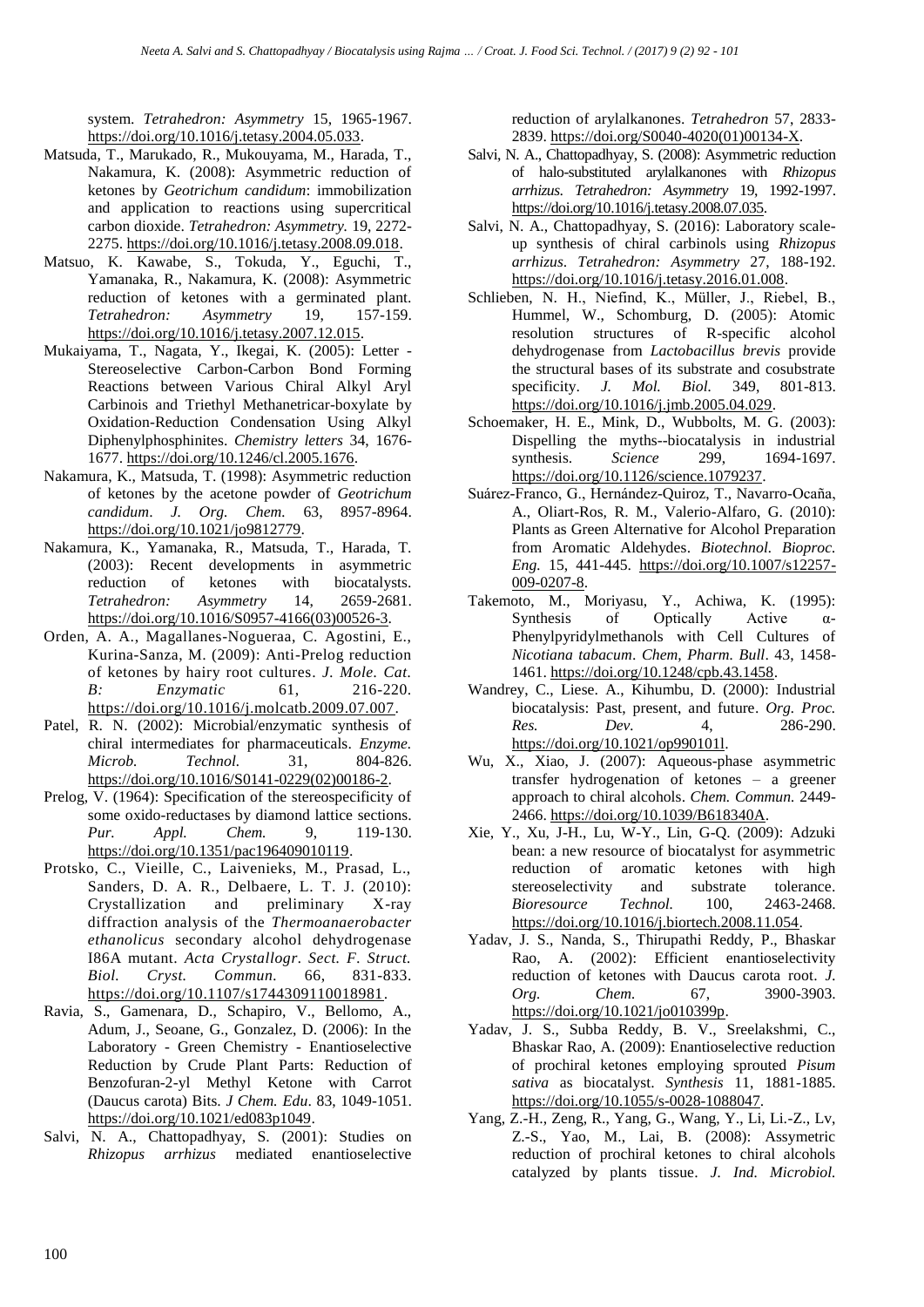system. *Tetrahedron: Asymmetry* 15, 1965-1967. https://doi.org/10.1016/j.tetasy.2004.05.033.

Matsuda, T., Marukado, R., Mukouyama, M., Harada, T., Nakamura, K. (2008): Asymmetric reduction of ketones by *Geotrichum candidum*: immobilization and application to reactions using supercritical carbon dioxide. *Tetrahedron: Asymmetry.* 19, 2272-2275. https://doi.org/10.1016/j.tetasy.2008.09.018.

Matsuo, K. Kawabe, S., Tokuda, Y., Eguchi, T., Yamanaka, R., Nakamura, K. (2008): Asymmetric reduction of ketones with a germinated plant. *Tetrahedron: Asymmetry* 19, 157-159. https://doi.org/10.1016/j.tetasy.2007.12.015.

Mukaiyama, T., Nagata, Y., Ikegai, K. (2005): Letter - Stereoselective Carbon-Carbon Bond Forming Reactions between Various Chiral Alkyl Aryl Carbinois and Triethyl Methanetricar-boxylate by Oxidation-Reduction Condensation Using Alkyl Diphenylphosphinites. *Chemistry letters* 34, 1676-1677. https://doi.org/10.1246/cl.2005.1676.

Nakamura, K., Matsuda, T. (1998): Asymmetric reduction of ketones by the acetone powder of *Geotrichum candidum*. *J. Org. Chem.* 63, 8957-8964. https://doi.org/10.1021/jo9812779.

Nakamura, K., Yamanaka, R., Matsuda, T., Harada, T. (2003): Recent developments in asymmetric reduction of ketones with biocatalysts. *Tetrahedron: Asymmetry* 14, 2659-2681. https://doi.org/10.1016/S0957-4166(03)00526-3.

Orden, A. A., Magallanes-Nogueraa, C. Agostini, E., Kurina-Sanza, M. (2009): Anti-Prelog reduction of ketones by hairy root cultures. *J. Mole. Cat. B: Enzymatic* 61, 216-220. https://doi.org/10.1016/j.molcatb.2009.07.007.

Patel, R. N. (2002): Microbial/enzymatic synthesis of chiral intermediates for pharmaceuticals. *Enzyme. Microb. Technol.* 31, 804-826. https://doi.org/10.1016/S0141-0229(02)00186-2.

Prelog, V. (1964): Specification of the stereospecificity of some oxido-reductases by diamond lattice sections. *Pur. Appl. Chem.* 9, 119-130. https://doi.org/10.1351/pac196409010119.

Protsko, C., Vieille, C., Laivenieks, M., Prasad, L., Sanders, D. A. R., Delbaere, L. T. J. (2010): Crystallization and preliminary X-ray diffraction analysis of the *Thermoanaerobacter ethanolicus* secondary alcohol dehydrogenase I86A mutant. *Acta Crystallogr. Sect. F. Struct. Biol. Cryst. Commun.* 66, 831-833. https://doi.org/10.1107/s1744309110018981.

Ravia, S., Gamenara, D., Schapiro, V., Bellomo, A., Adum, J., Seoane, G., Gonzalez, D. (2006): In the Laboratory - Green Chemistry - Enantioselective Reduction by Crude Plant Parts: Reduction of Benzofuran-2-yl Methyl Ketone with Carrot (Daucus carota) Bits. *J Chem. Edu*. 83, 1049-1051. https://doi.org/10.1021/ed083p1049.

Salvi, N. A., Chattopadhyay, S. (2001): Studies on *Rhizopus arrhizus* mediated enantioselective reduction of arylalkanones. *Tetrahedron* 57, 2833-2839. https://doi.org/S0040-4020(01)00134-X.

Salvi, N. A., Chattopadhyay, S. (2008): Asymmetric reduction of halo-substituted arylalkanones with *Rhizopus arrhizus*. *Tetrahedron: Asymmetry* 19, 1992-1997. https://doi.org/10.1016/j.tetasy.2008.07.035.

Salvi, N. A., Chattopadhyay, S. (2016): Laboratory scale-up synthesis of chiral carbinols using *Rhizopus arrhizus*. *Tetrahedron: Asymmetry* 27, 188-192. https://doi.org/10.1016/j.tetasy.2016.01.008.

Schlieben, N. H., Niefind, K., Müller, J., Riebel, B., Hummel, W., Schomburg, D. (2005): Atomic resolution structures of R-specific alcohol dehydrogenase from *Lactobacillus brevis* provide the structural bases of its substrate and cosubstrate specificity. *J. Mol. Biol.* 349, 801-813. https://doi.org/10.1016/j.jmb.2005.04.029.

Schoemaker, H. E., Mink, D., Wubbolts, M. G. (2003): Dispelling the myths--biocatalysis in industrial synthesis. *Science* 299, 1694-1697. https://doi.org/10.1126/science.1079237.

Suárez-Franco, G., Hernández-Quiroz, T., Navarro-Ocaña, A., Oliart-Ros, R. M., Valerio-Alfaro, G. (2010): Plants as Green Alternative for Alcohol Preparation from Aromatic Aldehydes. *Biotechnol. Bioproc. Eng.* 15, 441-445. https://doi.org/10.1007/s12257-009-0207-8.

Takemoto, M., Moriyasu, Y., Achiwa, K. (1995): Synthesis of Optically Active α-Phenylpyridylmethanols with Cell Cultures of *Nicotiana tabacum*. *Chem, Pharm. Bull*. 43, 1458-1461. https://doi.org/10.1248/cpb.43.1458.

Wandrey, C., Liese. A., Kihumbu, D. (2000): Industrial biocatalysis: Past, present, and future. *Org. Proc. Res. Dev.* 4, 286-290. https://doi.org/10.1021/op990101l.

Wu, X., Xiao, J. (2007): Aqueous-phase asymmetric transfer hydrogenation of ketones – a greener approach to chiral alcohols. *Chem. Commun.* 2449-2466. https://doi.org/10.1039/B618340A.

Xie, Y., Xu, J-H., Lu, W-Y., Lin, G-Q. (2009): Adzuki bean: a new resource of biocatalyst for asymmetric reduction of aromatic ketones with high stereoselectivity and substrate tolerance. *Bioresource Technol.* 100, 2463-2468. https://doi.org/10.1016/j.biortech.2008.11.054.

Yadav, J. S., Nanda, S., Thirupathi Reddy, P., Bhaskar Rao, A. (2002): Efficient enantioselectivity reduction of ketones with Daucus carota root. *J. Org. Chem.* 67, 3900-3903. https://doi.org/10.1021/jo010399p.

Yadav, J. S., Subba Reddy, B. V., Sreelakshmi, C., Bhaskar Rao, A. (2009): Enantioselective reduction of prochiral ketones employing sprouted *Pisum sativa* as biocatalyst. *Synthesis* 11, 1881-1885. https://doi.org/10.1055/s-0028-1088047.

Yang, Z.-H., Zeng, R., Yang, G., Wang, Y., Li, Li.-Z., Lv, Z.-S., Yao, M., Lai, B. (2008): Assymetric reduction of prochiral ketones to chiral alcohols catalyzed by plants tissue. *J. Ind. Microbiol.*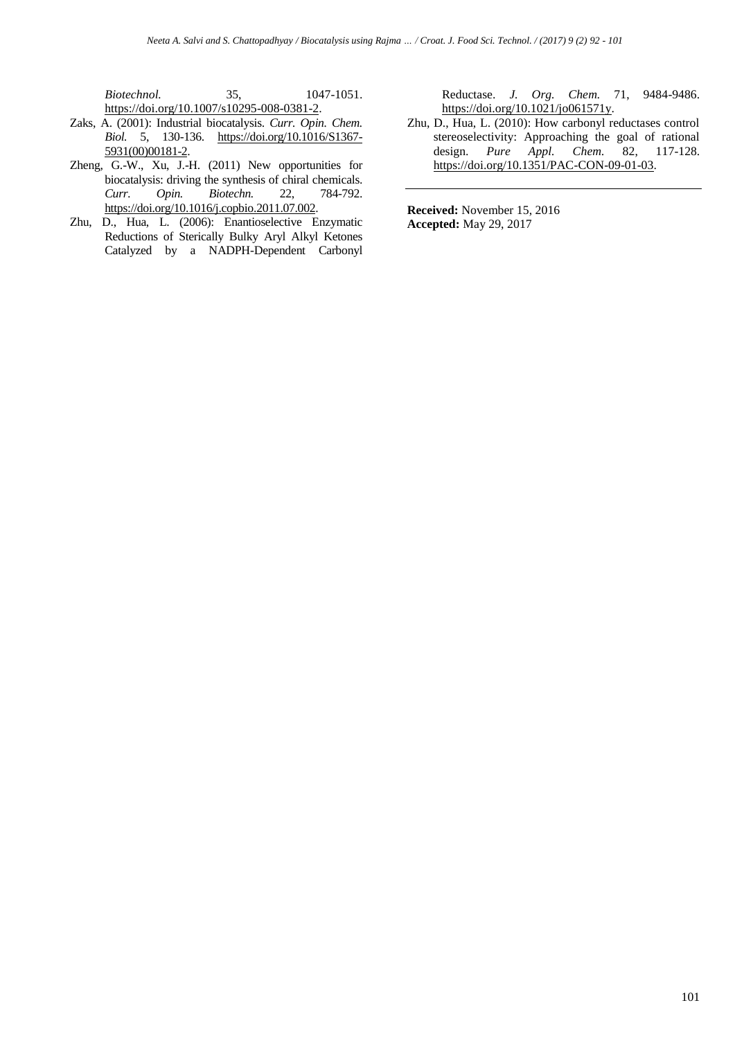*Biotechnol.* 35, 1047-1051. https://doi.org/10.1007/s10295-008-0381-2.

Zaks, A. (2001): Industrial biocatalysis. *Curr. Opin. Chem. Biol.* 5, 130-136. https://doi.org/10.1016/S1367-5931(00)00181-2.

Zheng, G.-W., Xu, J.-H. (2011) New opportunities for biocatalysis: driving the synthesis of chiral chemicals. *Curr. Opin. Biotechn.* 22, 784-792. https://doi.org/10.1016/j.copbio.2011.07.002.

Zhu, D., Hua, L. (2006): Enantioselective Enzymatic Reductions of Sterically Bulky Aryl Alkyl Ketones Catalyzed by a NADPH-Dependent Carbonyl Reductase. *J. Org. Chem.* 71, 9484-9486. https://doi.org/10.1021/jo061571y.

Zhu, D., Hua, L. (2010): How carbonyl reductases control stereoselectivity: Approaching the goal of rational design. *Pure Appl. Chem.* 82, 117-128. https://doi.org/10.1351/PAC-CON-09-01-03.

---

**Received:** November 15, 2016
**Accepted:** May 29, 2017